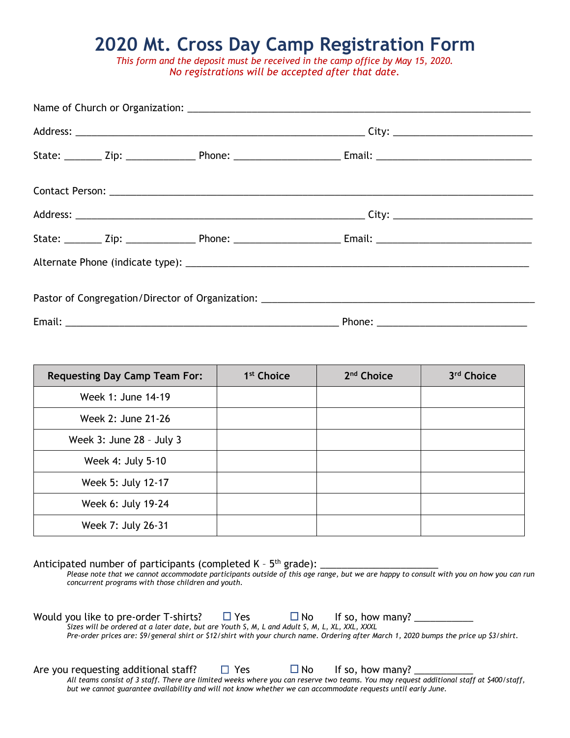# 2020 Mt. Cross Day Camp Registration Form

*This form and the deposit must be received in the camp office by May 15, 2020.*
*No registrations will be accepted after that date.*

Name of Church or Organization: ______________________________________________

Address: ____________________________________ City: ________________

State: _____ Zip: _________ Phone: _____________ Email: ___________________

Contact Person: ______________________________________________________

Address: ____________________________________ City: ________________

State: _____ Zip: _________ Phone: _____________ Email: ___________________

Alternate Phone (indicate type): _____________________________________________

Pastor of Congregation/Director of Organization: _________________________________

Email: __________________________________ Phone: ___________________

| Requesting Day Camp Team For: | 1st Choice | 2nd Choice | 3rd Choice |
|---|---|---|---|
| Week 1: June 14-19 | | | |
| Week 2: June 21-26 | | | |
| Week 3: June 28 – July 3 | | | |
| Week 4: July 5-10 | | | |
| Week 5: July 12-17 | | | |
| Week 6: July 19-24 | | | |
| Week 7: July 26-31 | | | |

Anticipated number of participants (completed K – 5th grade): ______________

*Please note that we cannot accommodate participants outside of this age range, but we are happy to consult with you on how you can run concurrent programs with those children and youth.*

Would you like to pre-order T-shirts? ☐ Yes ☐ No If so, how many? _______

*Sizes will be ordered at a later date, but are Youth S, M, L and Adult S, M, L, XL, XXL, XXXL*
*Pre-order prices are: $9/general shirt or $12/shirt with your church name. Ordering after March 1, 2020 bumps the price up $3/shirt.*

Are you requesting additional staff? ☐ Yes ☐ No If so, how many? _______

*All teams consist of 3 staff. There are limited weeks where you can reserve two teams. You may request additional staff at $400/staff, but we cannot guarantee availability and will not know whether we can accommodate requests until early June.*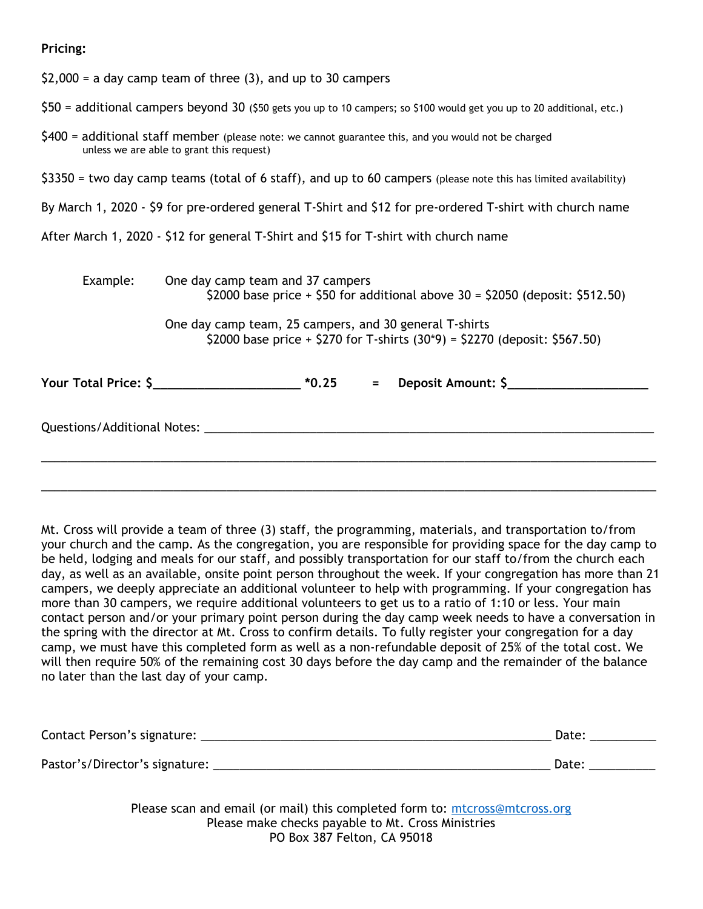**Pricing:**

$2,000 = a day camp team of three (3), and up to 30 campers

$50 = additional campers beyond 30 ($50 gets you up to 10 campers; so $100 would get you up to 20 additional, etc.)

$400 = additional staff member (please note: we cannot guarantee this, and you would not be charged unless we are able to grant this request)

$3350 = two day camp teams (total of 6 staff), and up to 60 campers (please note this has limited availability)

By March 1, 2020 - $9 for pre-ordered general T-Shirt and $12 for pre-ordered T-shirt with church name

After March 1, 2020 - $12 for general T-Shirt and $15 for T-shirt with church name

Example: One day camp team and 37 campers
$2000 base price + $50 for additional above 30 = $2050 (deposit: $512.50)

One day camp team, 25 campers, and 30 general T-shirts
$2000 base price + $270 for T-shirts (30*9) = $2270 (deposit: $567.50)

**Your Total Price: $____________________ *0.25 = Deposit Amount: $____________________**

Questions/Additional Notes: ______________________________________________________________

______________________________________________________________________________________

______________________________________________________________________________________

Mt. Cross will provide a team of three (3) staff, the programming, materials, and transportation to/from your church and the camp. As the congregation, you are responsible for providing space for the day camp to be held, lodging and meals for our staff, and possibly transportation for our staff to/from the church each day, as well as an available, onsite point person throughout the week. If your congregation has more than 21 campers, we deeply appreciate an additional volunteer to help with programming. If your congregation has more than 30 campers, we require additional volunteers to get us to a ratio of 1:10 or less. Your main contact person and/or your primary point person during the day camp week needs to have a conversation in the spring with the director at Mt. Cross to confirm details. To fully register your congregation for a day camp, we must have this completed form as well as a non-refundable deposit of 25% of the total cost. We will then require 50% of the remaining cost 30 days before the day camp and the remainder of the balance no later than the last day of your camp.

Contact Person's signature: ______________________________________________ Date: __________

Pastor's/Director's signature: ____________________________________________ Date: __________

Please scan and email (or mail) this completed form to: mtcross@mtcross.org
Please make checks payable to Mt. Cross Ministries
PO Box 387 Felton, CA 95018